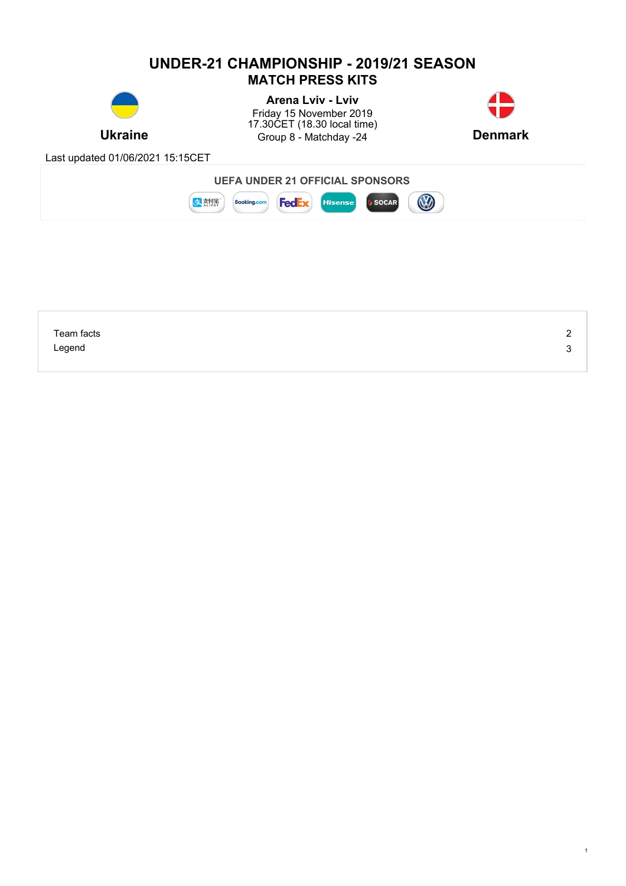# UNDER-21 CHAMPIONSHIP - 2019/21 SEASON

## MATCH PRESS KITS

**Ukraine** | **Arena Lviv - Lviv** | **Denmark**

Friday 15 November 2019
17.30CET (18.30 local time)
Group 8 - Matchday -24

Last updated 01/06/2021 15:15CET

**UEFA UNDER 21 OFFICIAL SPONSORS**

| | |
|---|---|
| Team facts | 2 |
| Legend | 3 |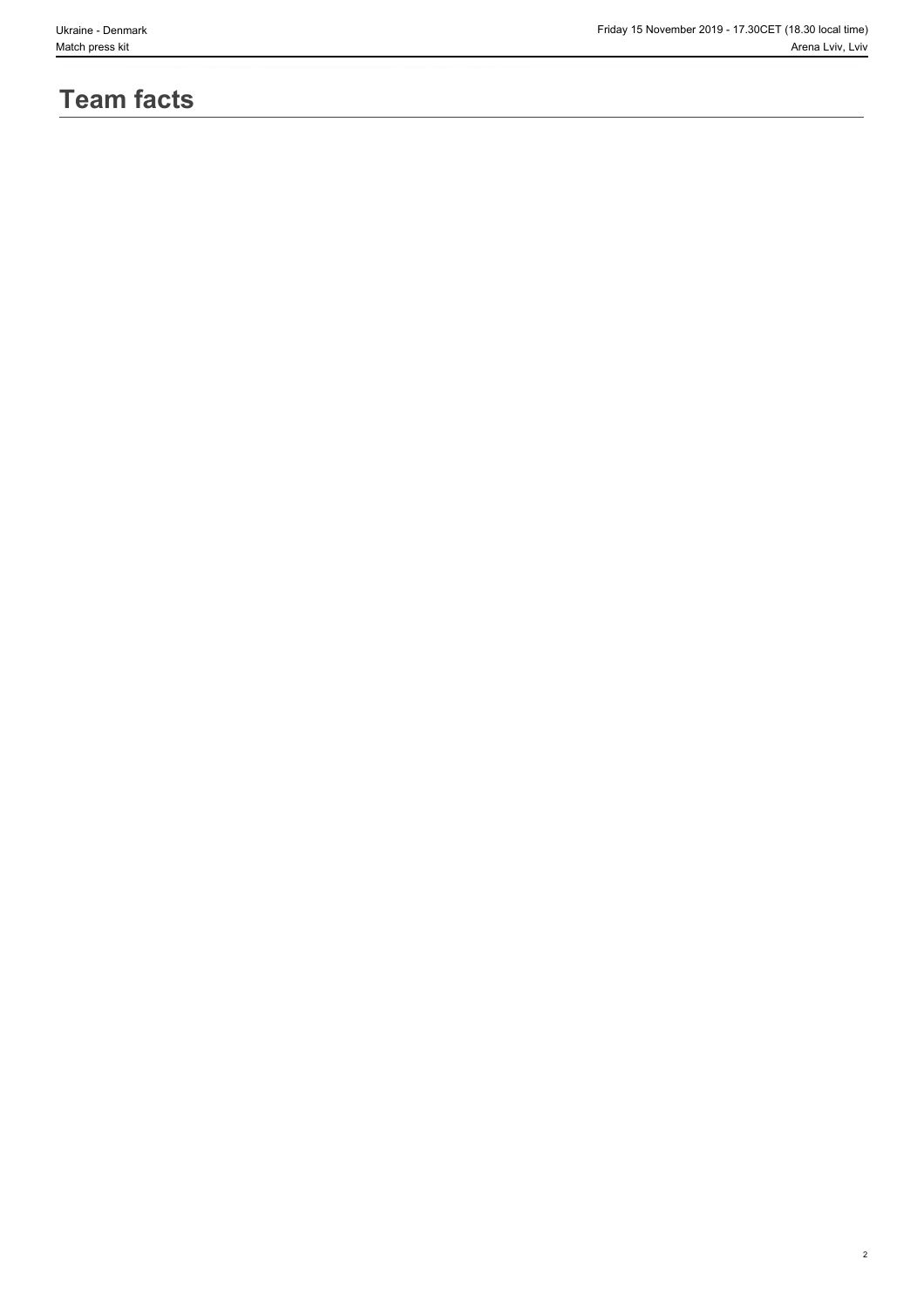# Team facts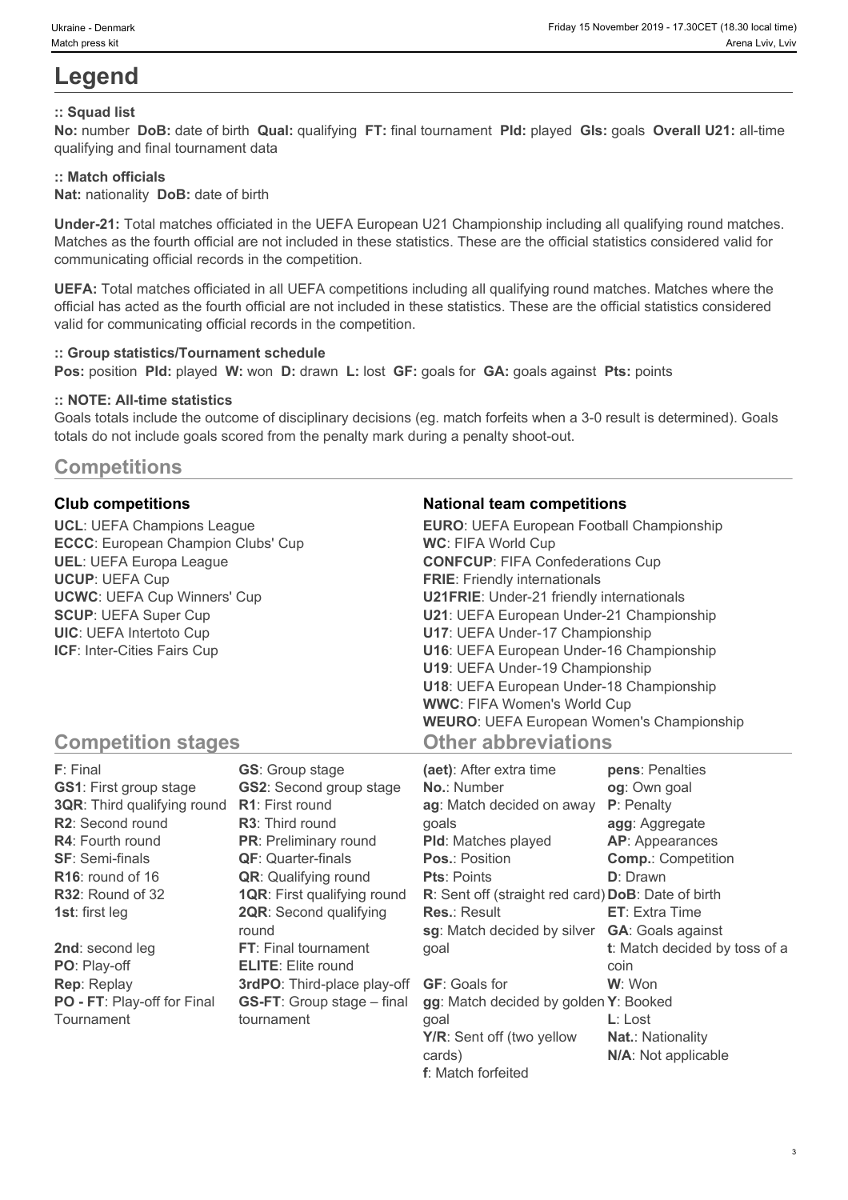# Legend

### :: Squad list

**No:** number **DoB:** date of birth **Qual:** qualifying **FT:** final tournament **Pld:** played **Gls:** goals **Overall U21:** all-time qualifying and final tournament data

### :: Match officials

**Nat:** nationality **DoB:** date of birth

**Under-21:** Total matches officiated in the UEFA European U21 Championship including all qualifying round matches. Matches as the fourth official are not included in these statistics. These are the official statistics considered valid for communicating official records in the competition.

**UEFA:** Total matches officiated in all UEFA competitions including all qualifying round matches. Matches where the official has acted as the fourth official are not included in these statistics. These are the official statistics considered valid for communicating official records in the competition.

### :: Group statistics/Tournament schedule

**Pos:** position **Pld:** played **W:** won **D:** drawn **L:** lost **GF:** goals for **GA:** goals against **Pts:** points

### :: NOTE: All-time statistics

Goals totals include the outcome of disciplinary decisions (eg. match forfeits when a 3-0 result is determined). Goals totals do not include goals scored from the penalty mark during a penalty shoot-out.

## Competitions

### Club competitions

**UCL**: UEFA Champions League
**ECCC**: European Champion Clubs' Cup
**UEL**: UEFA Europa League
**UCUP**: UEFA Cup
**UCWC**: UEFA Cup Winners' Cup
**SCUP**: UEFA Super Cup
**UIC**: UEFA Intertoto Cup
**ICF**: Inter-Cities Fairs Cup

### National team competitions

**EURO**: UEFA European Football Championship
**WC**: FIFA World Cup
**CONFCUP**: FIFA Confederations Cup
**FRIE**: Friendly internationals
**U21FRIE**: Under-21 friendly internationals
**U21**: UEFA European Under-21 Championship
**U17**: UEFA Under-17 Championship
**U16**: UEFA European Under-16 Championship
**U19**: UEFA Under-19 Championship
**U18**: UEFA European Under-18 Championship
**WWC**: FIFA Women's World Cup
**WEURO**: UEFA European Women's Championship

## Competition stages

**F**: Final
**GS1**: First group stage
**3QR**: Third qualifying round
**R2**: Second round
**R4**: Fourth round
**SF**: Semi-finals
**R16**: round of 16
**R32**: Round of 32
**1st**: first leg
**2nd**: second leg
**PO**: Play-off
**Rep**: Replay
**PO - FT**: Play-off for Final Tournament
**GS**: Group stage
**GS2**: Second group stage
**R1**: First round
**R3**: Third round
**PR**: Preliminary round
**QF**: Quarter-finals
**QR**: Qualifying round
**1QR**: First qualifying round
**2QR**: Second qualifying round
**FT**: Final tournament
**ELITE**: Elite round
**3rdPO**: Third-place play-off
**GS-FT**: Group stage – final tournament

## Other abbreviations

**(aet)**: After extra time
**No.**: Number
**ag**: Match decided on away goals
**Pld**: Matches played
**Pos.**: Position
**Pts**: Points
**R**: Sent off (straight red card)
**Res.**: Result
**sg**: Match decided by silver goal
**GF**: Goals for
**gg**: Match decided by golden goal
**Y/R**: Sent off (two yellow cards)
**f**: Match forfeited
**pens**: Penalties
**og**: Own goal
**P**: Penalty
**agg**: Aggregate
**AP**: Appearances
**Comp.**: Competition
**D**: Drawn
**DoB**: Date of birth
**ET**: Extra Time
**GA**: Goals against
**t**: Match decided by toss of a coin
**W**: Won
**Y**: Booked
**L**: Lost
**Nat.**: Nationality
**N/A**: Not applicable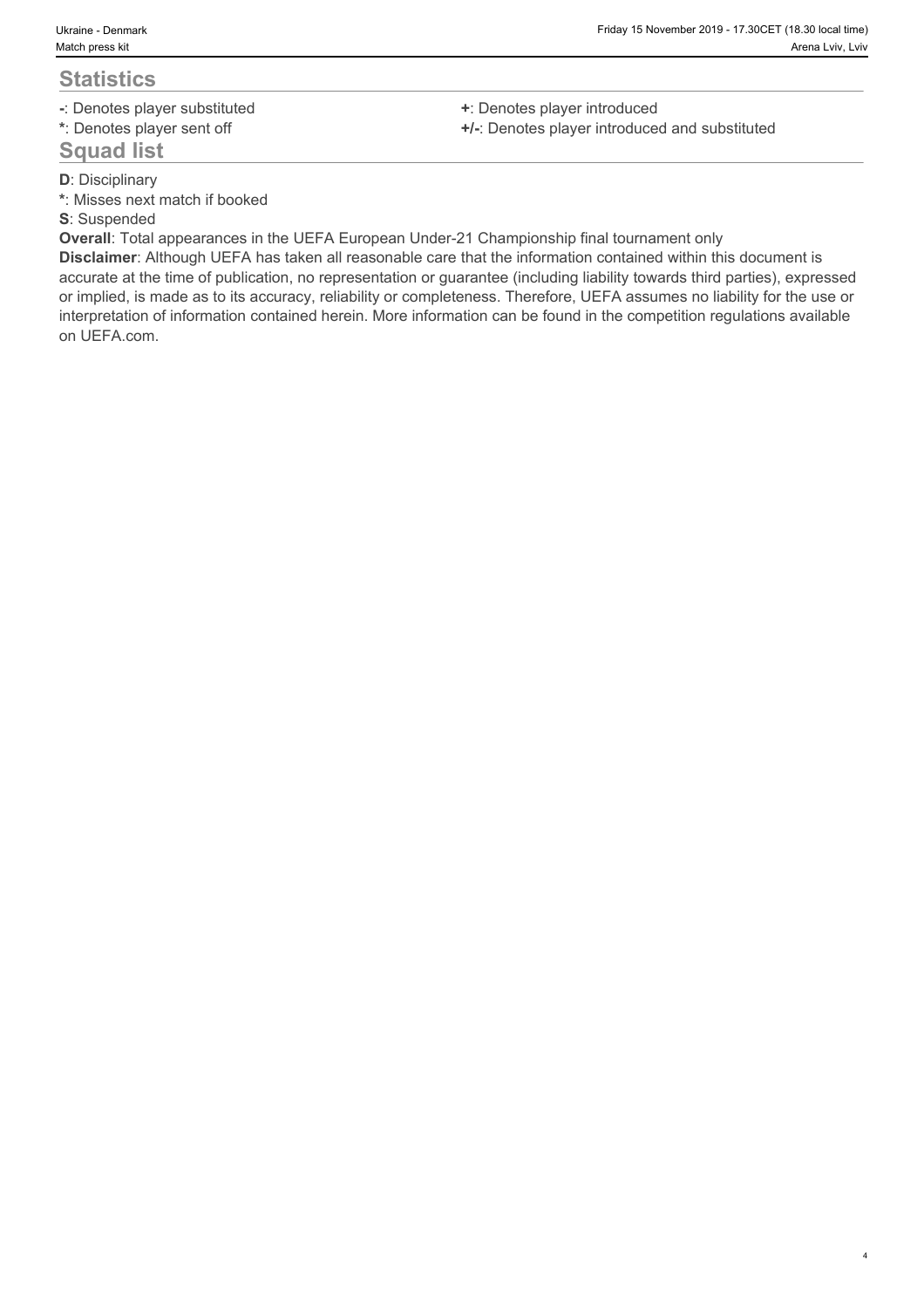## Statistics

**-**: Denotes player substituted

**\***: Denotes player sent off

**+**: Denotes player introduced

**+/-**: Denotes player introduced and substituted

## Squad list

**D**: Disciplinary

**\***: Misses next match if booked

**S**: Suspended

**Overall**: Total appearances in the UEFA European Under-21 Championship final tournament only

**Disclaimer**: Although UEFA has taken all reasonable care that the information contained within this document is accurate at the time of publication, no representation or guarantee (including liability towards third parties), expressed or implied, is made as to its accuracy, reliability or completeness. Therefore, UEFA assumes no liability for the use or interpretation of information contained herein. More information can be found in the competition regulations available on UEFA.com.